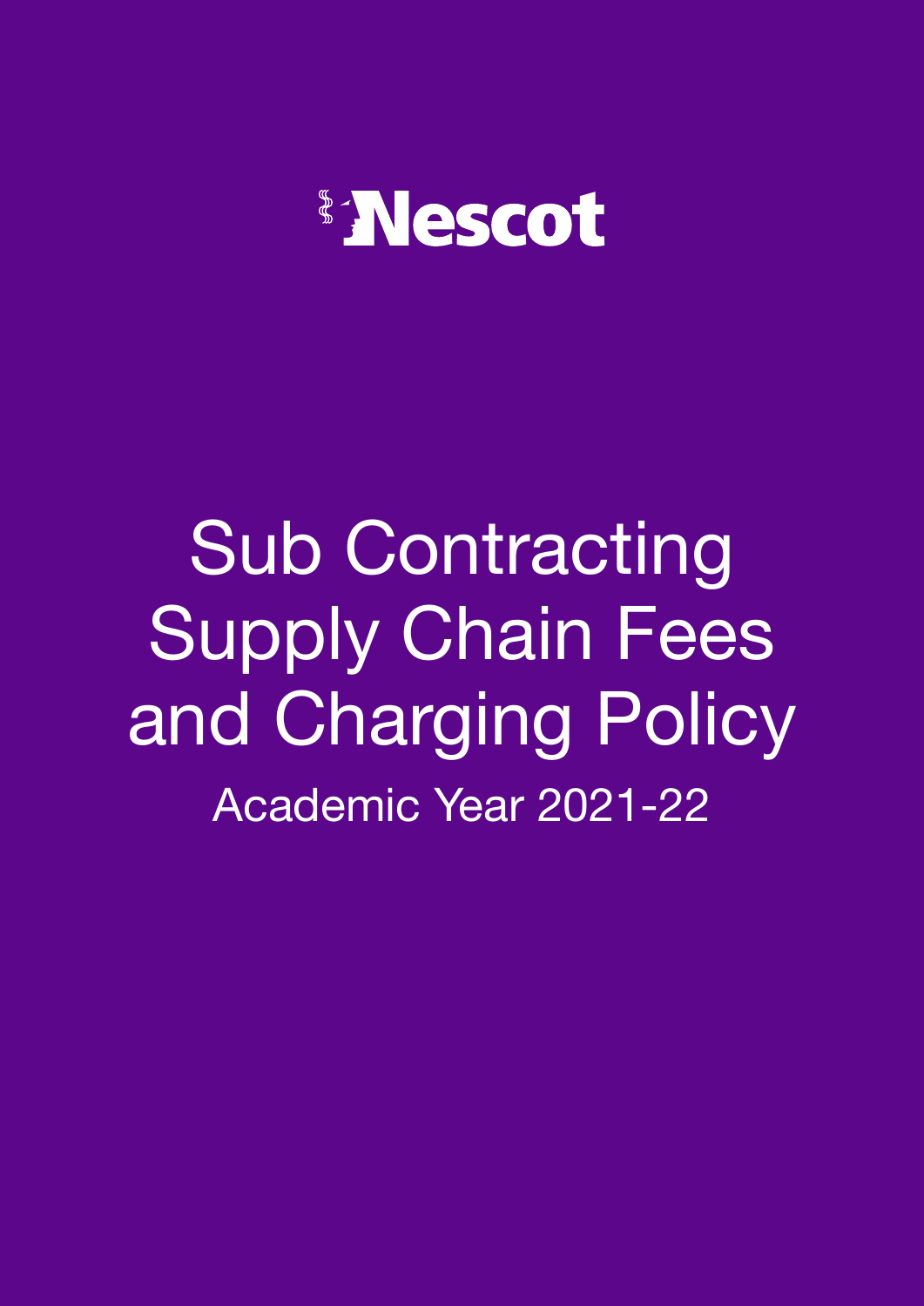Nescot

# Sub Contracting Supply Chain Fees and Charging Policy

Academic Year 2021-22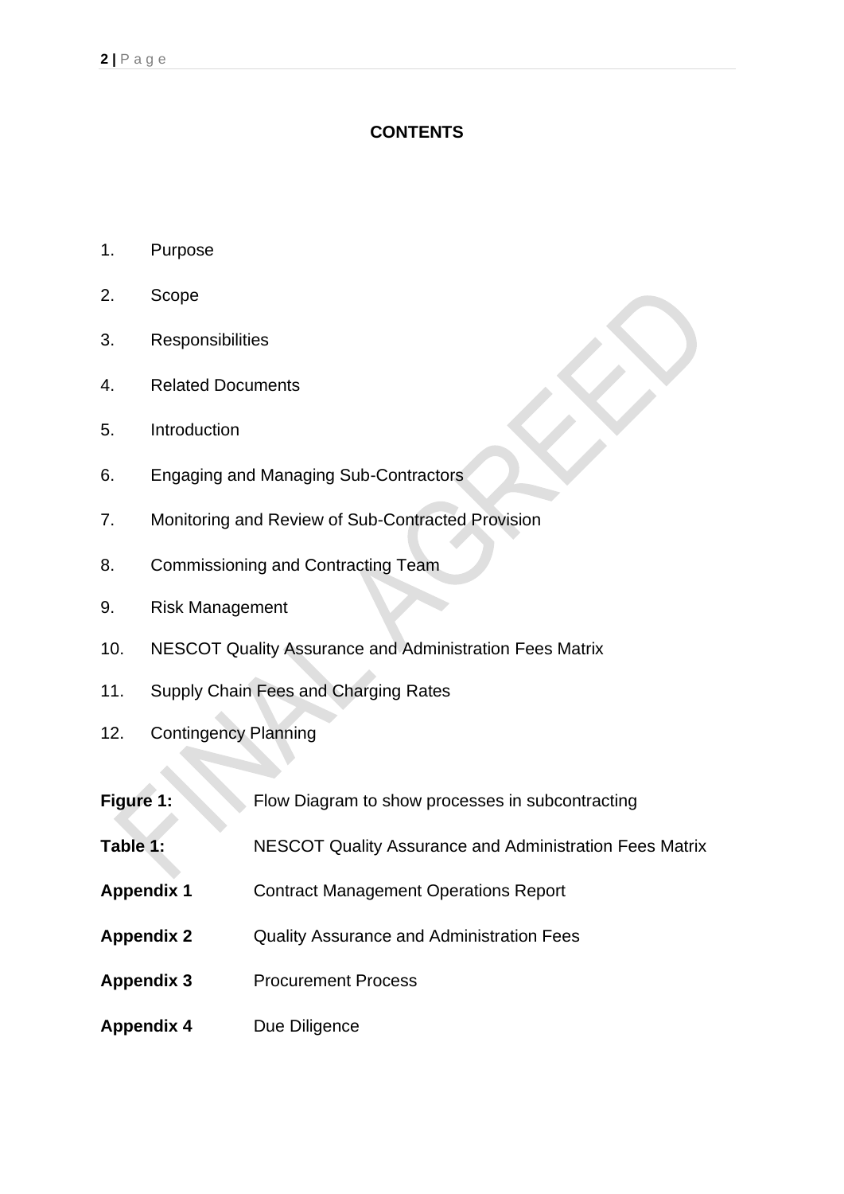# CONTENTS

1. Purpose
2. Scope
3. Responsibilities
4. Related Documents
5. Introduction
6. Engaging and Managing Sub-Contractors
7. Monitoring and Review of Sub-Contracted Provision
8. Commissioning and Contracting Team
9. Risk Management
10. NESCOT Quality Assurance and Administration Fees Matrix
11. Supply Chain Fees and Charging Rates
12. Contingency Planning

**Figure 1:** Flow Diagram to show processes in subcontracting

**Table 1:** NESCOT Quality Assurance and Administration Fees Matrix

**Appendix 1** Contract Management Operations Report

**Appendix 2** Quality Assurance and Administration Fees

**Appendix 3** Procurement Process

**Appendix 4** Due Diligence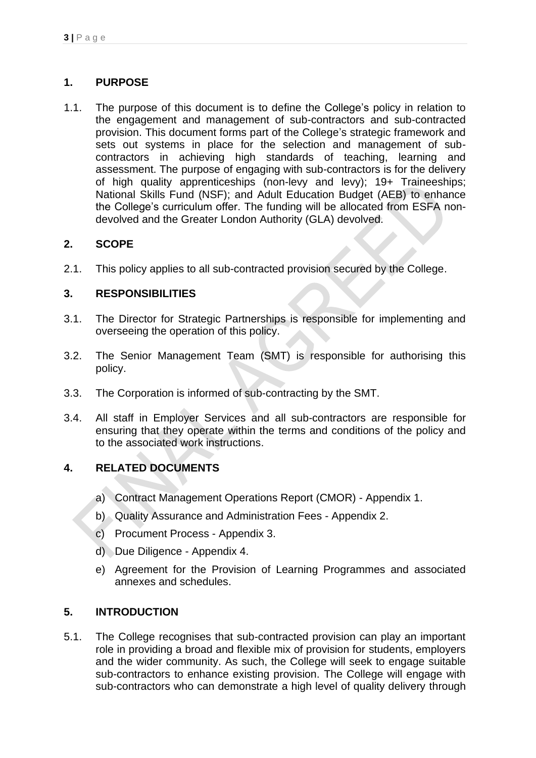## 1. PURPOSE

1.1. The purpose of this document is to define the College's policy in relation to the engagement and management of sub-contractors and sub-contracted provision. This document forms part of the College's strategic framework and sets out systems in place for the selection and management of sub-contractors in achieving high standards of teaching, learning and assessment. The purpose of engaging with sub-contractors is for the delivery of high quality apprenticeships (non-levy and levy); 19+ Traineeships; National Skills Fund (NSF); and Adult Education Budget (AEB) to enhance the College's curriculum offer. The funding will be allocated from ESFA non-devolved and the Greater London Authority (GLA) devolved.

## 2. SCOPE

2.1. This policy applies to all sub-contracted provision secured by the College.

## 3. RESPONSIBILITIES

3.1. The Director for Strategic Partnerships is responsible for implementing and overseeing the operation of this policy.

3.2. The Senior Management Team (SMT) is responsible for authorising this policy.

3.3. The Corporation is informed of sub-contracting by the SMT.

3.4. All staff in Employer Services and all sub-contractors are responsible for ensuring that they operate within the terms and conditions of the policy and to the associated work instructions.

## 4. RELATED DOCUMENTS

a) Contract Management Operations Report (CMOR) - Appendix 1.

b) Quality Assurance and Administration Fees - Appendix 2.

c) Procument Process - Appendix 3.

d) Due Diligence - Appendix 4.

e) Agreement for the Provision of Learning Programmes and associated annexes and schedules.

## 5. INTRODUCTION

5.1. The College recognises that sub-contracted provision can play an important role in providing a broad and flexible mix of provision for students, employers and the wider community. As such, the College will seek to engage suitable sub-contractors to enhance existing provision. The College will engage with sub-contractors who can demonstrate a high level of quality delivery through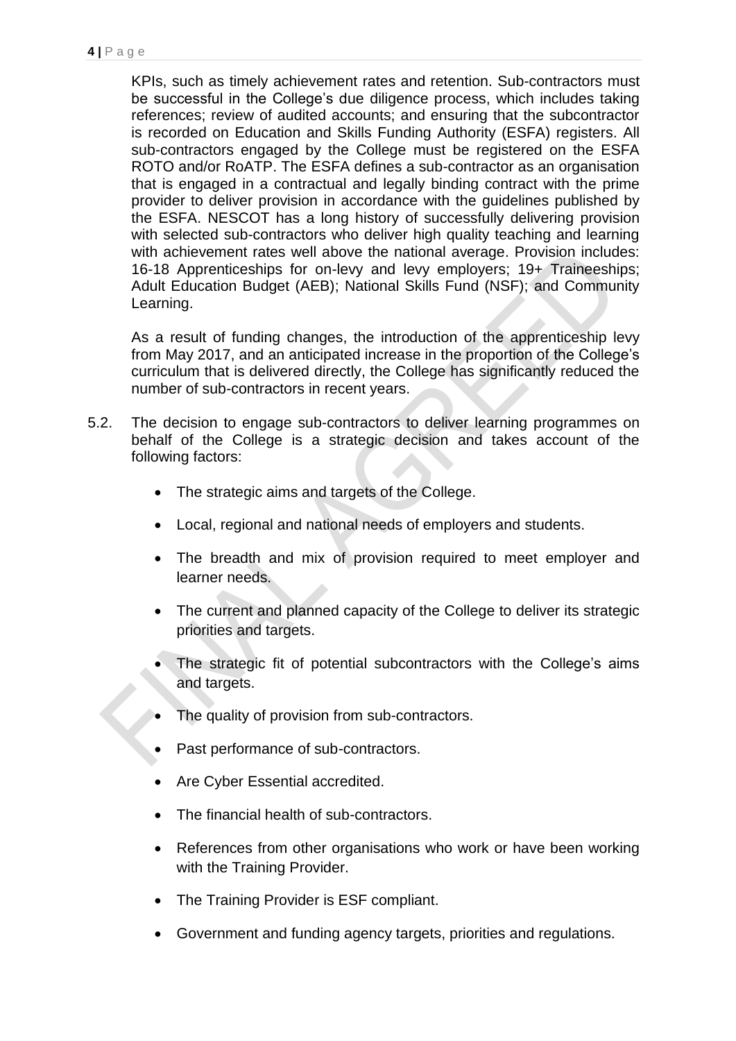KPIs, such as timely achievement rates and retention. Sub-contractors must be successful in the College's due diligence process, which includes taking references; review of audited accounts; and ensuring that the subcontractor is recorded on Education and Skills Funding Authority (ESFA) registers. All sub-contractors engaged by the College must be registered on the ESFA ROTO and/or RoATP. The ESFA defines a sub-contractor as an organisation that is engaged in a contractual and legally binding contract with the prime provider to deliver provision in accordance with the guidelines published by the ESFA. NESCOT has a long history of successfully delivering provision with selected sub-contractors who deliver high quality teaching and learning with achievement rates well above the national average. Provision includes: 16-18 Apprenticeships for on-levy and levy employers; 19+ Traineeships; Adult Education Budget (AEB); National Skills Fund (NSF); and Community Learning.

As a result of funding changes, the introduction of the apprenticeship levy from May 2017, and an anticipated increase in the proportion of the College's curriculum that is delivered directly, the College has significantly reduced the number of sub-contractors in recent years.

5.2. The decision to engage sub-contractors to deliver learning programmes on behalf of the College is a strategic decision and takes account of the following factors:

- The strategic aims and targets of the College.
- Local, regional and national needs of employers and students.
- The breadth and mix of provision required to meet employer and learner needs.
- The current and planned capacity of the College to deliver its strategic priorities and targets.
- The strategic fit of potential subcontractors with the College's aims and targets.
- The quality of provision from sub-contractors.
- Past performance of sub-contractors.
- Are Cyber Essential accredited.
- The financial health of sub-contractors.
- References from other organisations who work or have been working with the Training Provider.
- The Training Provider is ESF compliant.
- Government and funding agency targets, priorities and regulations.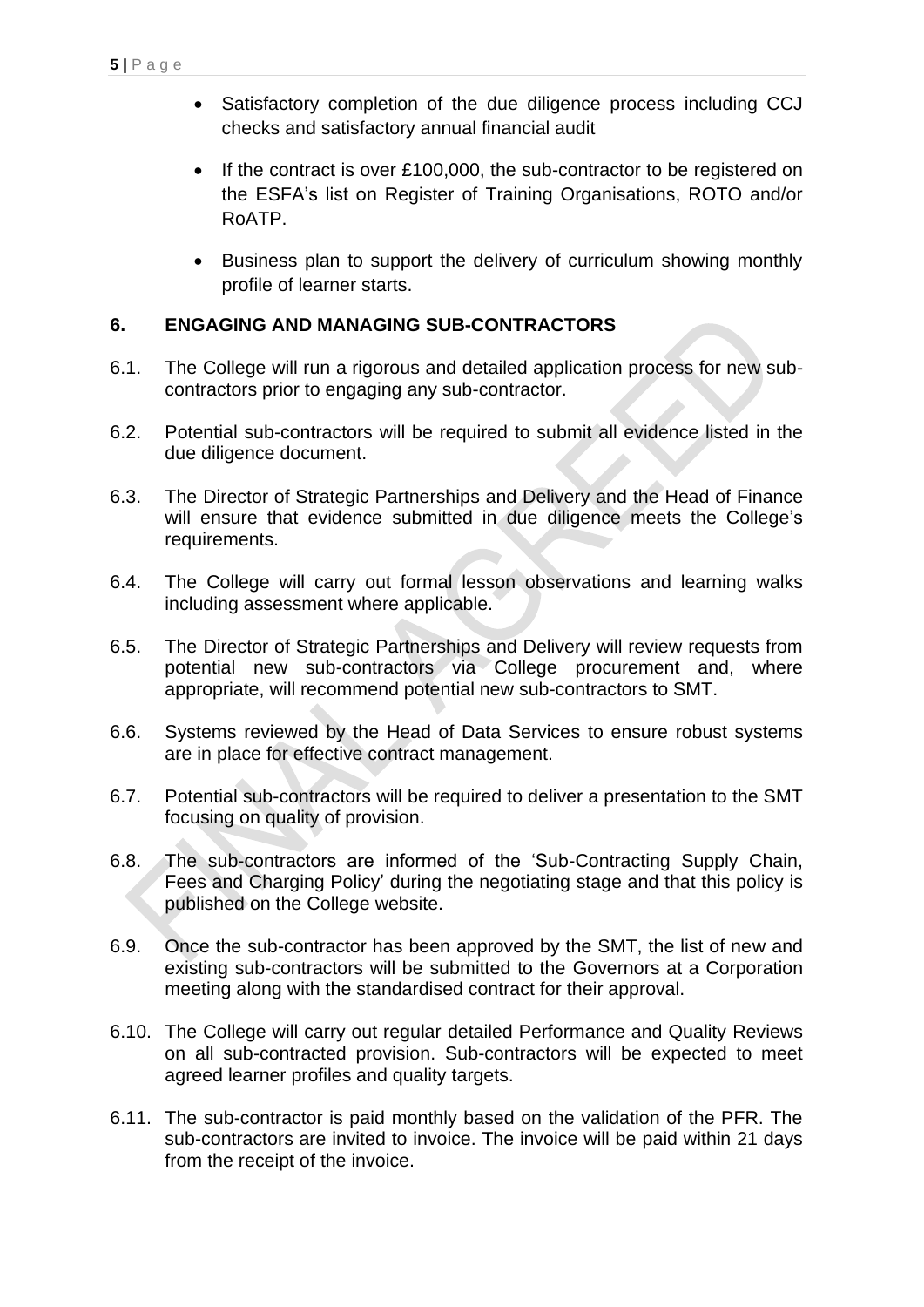- Satisfactory completion of the due diligence process including CCJ checks and satisfactory annual financial audit
- If the contract is over £100,000, the sub-contractor to be registered on the ESFA's list on Register of Training Organisations, ROTO and/or RoATP.
- Business plan to support the delivery of curriculum showing monthly profile of learner starts.

## 6. ENGAGING AND MANAGING SUB-CONTRACTORS

6.1. The College will run a rigorous and detailed application process for new sub-contractors prior to engaging any sub-contractor.

6.2. Potential sub-contractors will be required to submit all evidence listed in the due diligence document.

6.3. The Director of Strategic Partnerships and Delivery and the Head of Finance will ensure that evidence submitted in due diligence meets the College's requirements.

6.4. The College will carry out formal lesson observations and learning walks including assessment where applicable.

6.5. The Director of Strategic Partnerships and Delivery will review requests from potential new sub-contractors via College procurement and, where appropriate, will recommend potential new sub-contractors to SMT.

6.6. Systems reviewed by the Head of Data Services to ensure robust systems are in place for effective contract management.

6.7. Potential sub-contractors will be required to deliver a presentation to the SMT focusing on quality of provision.

6.8. The sub-contractors are informed of the 'Sub-Contracting Supply Chain, Fees and Charging Policy' during the negotiating stage and that this policy is published on the College website.

6.9. Once the sub-contractor has been approved by the SMT, the list of new and existing sub-contractors will be submitted to the Governors at a Corporation meeting along with the standardised contract for their approval.

6.10. The College will carry out regular detailed Performance and Quality Reviews on all sub-contracted provision. Sub-contractors will be expected to meet agreed learner profiles and quality targets.

6.11. The sub-contractor is paid monthly based on the validation of the PFR. The sub-contractors are invited to invoice. The invoice will be paid within 21 days from the receipt of the invoice.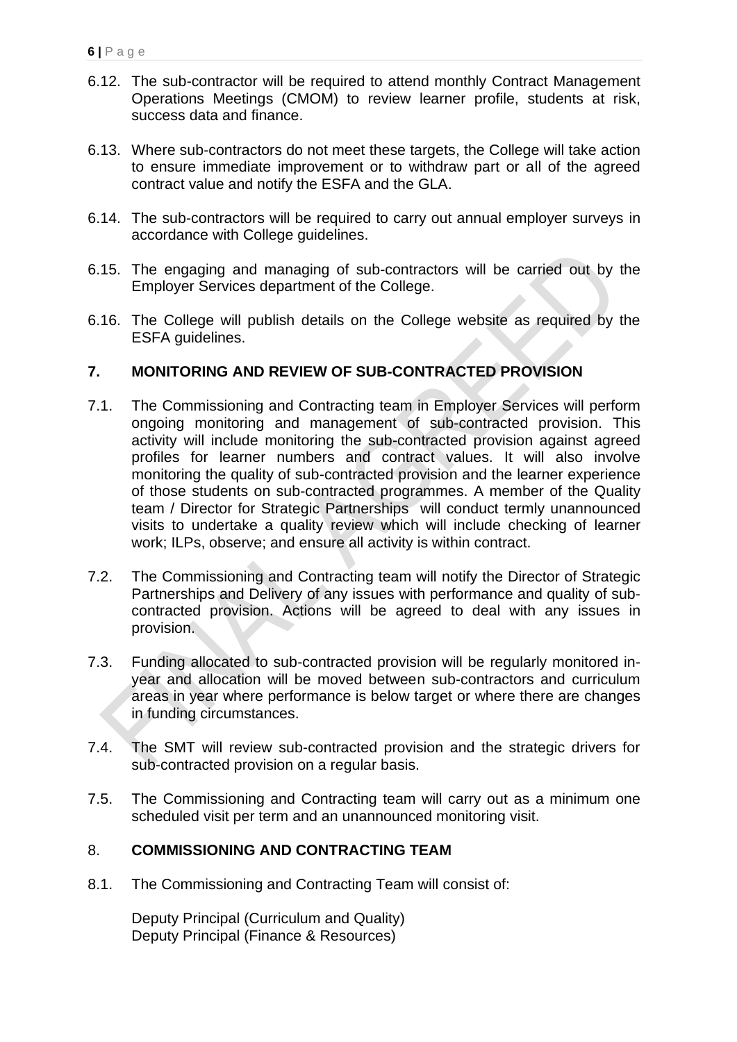6.12. The sub-contractor will be required to attend monthly Contract Management Operations Meetings (CMOM) to review learner profile, students at risk, success data and finance.

6.13. Where sub-contractors do not meet these targets, the College will take action to ensure immediate improvement or to withdraw part or all of the agreed contract value and notify the ESFA and the GLA.

6.14. The sub-contractors will be required to carry out annual employer surveys in accordance with College guidelines.

6.15. The engaging and managing of sub-contractors will be carried out by the Employer Services department of the College.

6.16. The College will publish details on the College website as required by the ESFA guidelines.

## 7. MONITORING AND REVIEW OF SUB-CONTRACTED PROVISION

7.1. The Commissioning and Contracting team in Employer Services will perform ongoing monitoring and management of sub-contracted provision. This activity will include monitoring the sub-contracted provision against agreed profiles for learner numbers and contract values. It will also involve monitoring the quality of sub-contracted provision and the learner experience of those students on sub-contracted programmes. A member of the Quality team / Director for Strategic Partnerships will conduct termly unannounced visits to undertake a quality review which will include checking of learner work; ILPs, observe; and ensure all activity is within contract.

7.2. The Commissioning and Contracting team will notify the Director of Strategic Partnerships and Delivery of any issues with performance and quality of sub-contracted provision. Actions will be agreed to deal with any issues in provision.

7.3. Funding allocated to sub-contracted provision will be regularly monitored in-year and allocation will be moved between sub-contractors and curriculum areas in year where performance is below target or where there are changes in funding circumstances.

7.4. The SMT will review sub-contracted provision and the strategic drivers for sub-contracted provision on a regular basis.

7.5. The Commissioning and Contracting team will carry out as a minimum one scheduled visit per term and an unannounced monitoring visit.

## 8. COMMISSIONING AND CONTRACTING TEAM

8.1. The Commissioning and Contracting Team will consist of:

Deputy Principal (Curriculum and Quality)
Deputy Principal (Finance & Resources)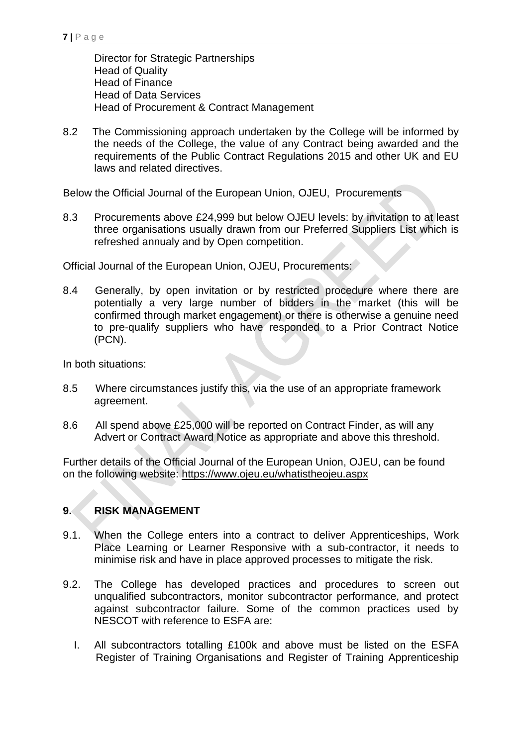Director for Strategic Partnerships
Head of Quality
Head of Finance
Head of Data Services
Head of Procurement & Contract Management

8.2 The Commissioning approach undertaken by the College will be informed by the needs of the College, the value of any Contract being awarded and the requirements of the Public Contract Regulations 2015 and other UK and EU laws and related directives.

Below the Official Journal of the European Union, OJEU, Procurements

8.3 Procurements above £24,999 but below OJEU levels: by invitation to at least three organisations usually drawn from our Preferred Suppliers List which is refreshed annualy and by Open competition.

Official Journal of the European Union, OJEU, Procurements:

8.4 Generally, by open invitation or by restricted procedure where there are potentially a very large number of bidders in the market (this will be confirmed through market engagement) or there is otherwise a genuine need to pre-qualify suppliers who have responded to a Prior Contract Notice (PCN).

In both situations:

8.5 Where circumstances justify this, via the use of an appropriate framework agreement.

8.6 All spend above £25,000 will be reported on Contract Finder, as will any Advert or Contract Award Notice as appropriate and above this threshold.

Further details of the Official Journal of the European Union, OJEU, can be found on the following website: https://www.ojeu.eu/whatistheojeu.aspx

## 9. RISK MANAGEMENT

9.1. When the College enters into a contract to deliver Apprenticeships, Work Place Learning or Learner Responsive with a sub-contractor, it needs to minimise risk and have in place approved processes to mitigate the risk.

9.2. The College has developed practices and procedures to screen out unqualified subcontractors, monitor subcontractor performance, and protect against subcontractor failure. Some of the common practices used by NESCOT with reference to ESFA are:

I. All subcontractors totalling £100k and above must be listed on the ESFA Register of Training Organisations and Register of Training Apprenticeship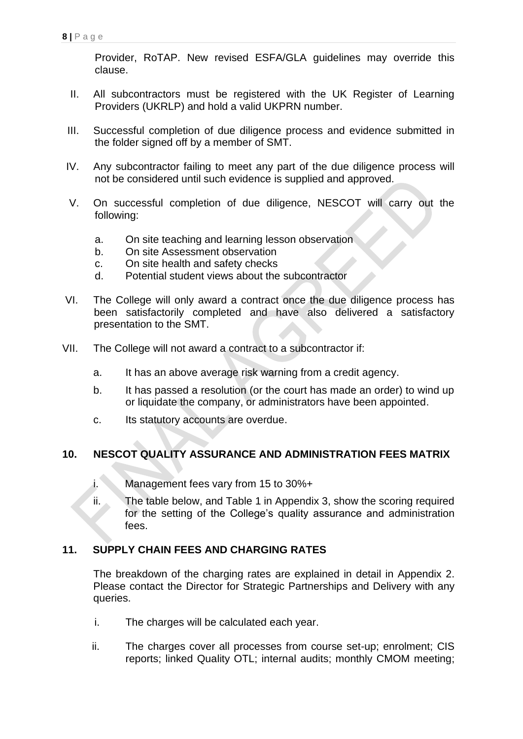Provider, RoTAP. New revised ESFA/GLA guidelines may override this clause.

II. All subcontractors must be registered with the UK Register of Learning Providers (UKRLP) and hold a valid UKPRN number.

III. Successful completion of due diligence process and evidence submitted in the folder signed off by a member of SMT.

IV. Any subcontractor failing to meet any part of the due diligence process will not be considered until such evidence is supplied and approved.

V. On successful completion of due diligence, NESCOT will carry out the following:

   a. On site teaching and learning lesson observation
   b. On site Assessment observation
   c. On site health and safety checks
   d. Potential student views about the subcontractor

VI. The College will only award a contract once the due diligence process has been satisfactorily completed and have also delivered a satisfactory presentation to the SMT.

VII. The College will not award a contract to a subcontractor if:

   a. It has an above average risk warning from a credit agency.

   b. It has passed a resolution (or the court has made an order) to wind up or liquidate the company, or administrators have been appointed.

   c. Its statutory accounts are overdue.

## 10. NESCOT QUALITY ASSURANCE AND ADMINISTRATION FEES MATRIX

   i. Management fees vary from 15 to 30%+

   ii. The table below, and Table 1 in Appendix 3, show the scoring required for the setting of the College's quality assurance and administration fees.

## 11. SUPPLY CHAIN FEES AND CHARGING RATES

The breakdown of the charging rates are explained in detail in Appendix 2. Please contact the Director for Strategic Partnerships and Delivery with any queries.

   i. The charges will be calculated each year.

   ii. The charges cover all processes from course set-up; enrolment; CIS reports; linked Quality OTL; internal audits; monthly CMOM meeting;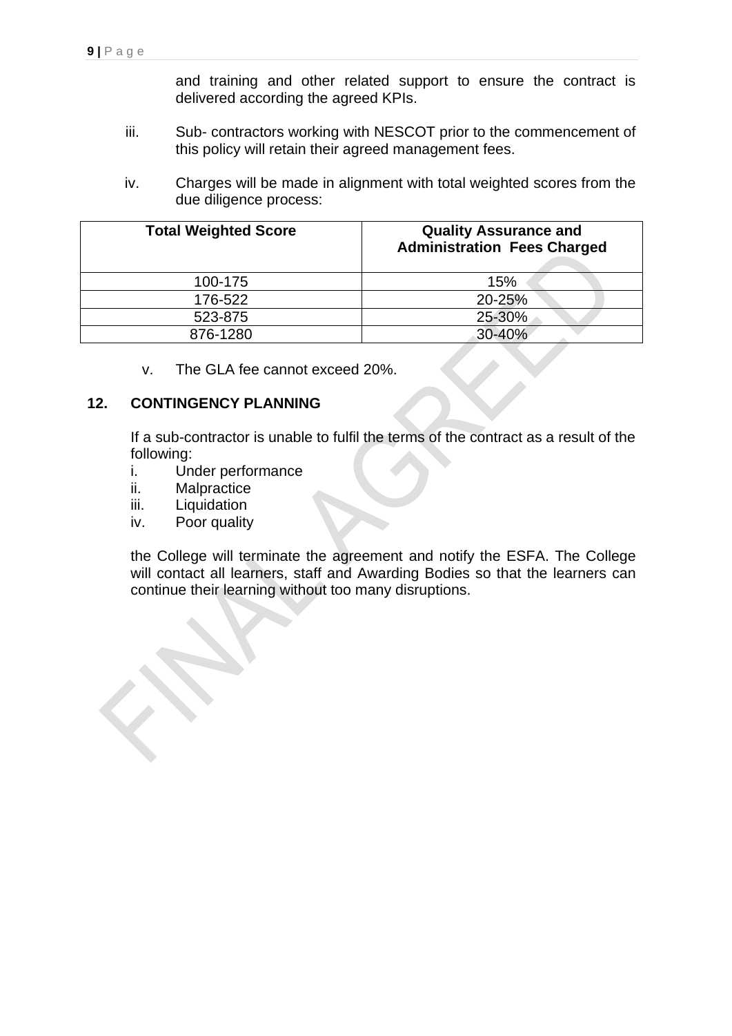and training and other related support to ensure the contract is delivered according the agreed KPIs.

iii. Sub- contractors working with NESCOT prior to the commencement of this policy will retain their agreed management fees.

iv. Charges will be made in alignment with total weighted scores from the due diligence process:

| Total Weighted Score | Quality Assurance and Administration Fees Charged |
|---|---|
| 100-175 | 15% |
| 176-522 | 20-25% |
| 523-875 | 25-30% |
| 876-1280 | 30-40% |

v. The GLA fee cannot exceed 20%.

## 12. CONTINGENCY PLANNING

If a sub-contractor is unable to fulfil the terms of the contract as a result of the following:

i. Under performance
ii. Malpractice
iii. Liquidation
iv. Poor quality

the College will terminate the agreement and notify the ESFA. The College will contact all learners, staff and Awarding Bodies so that the learners can continue their learning without too many disruptions.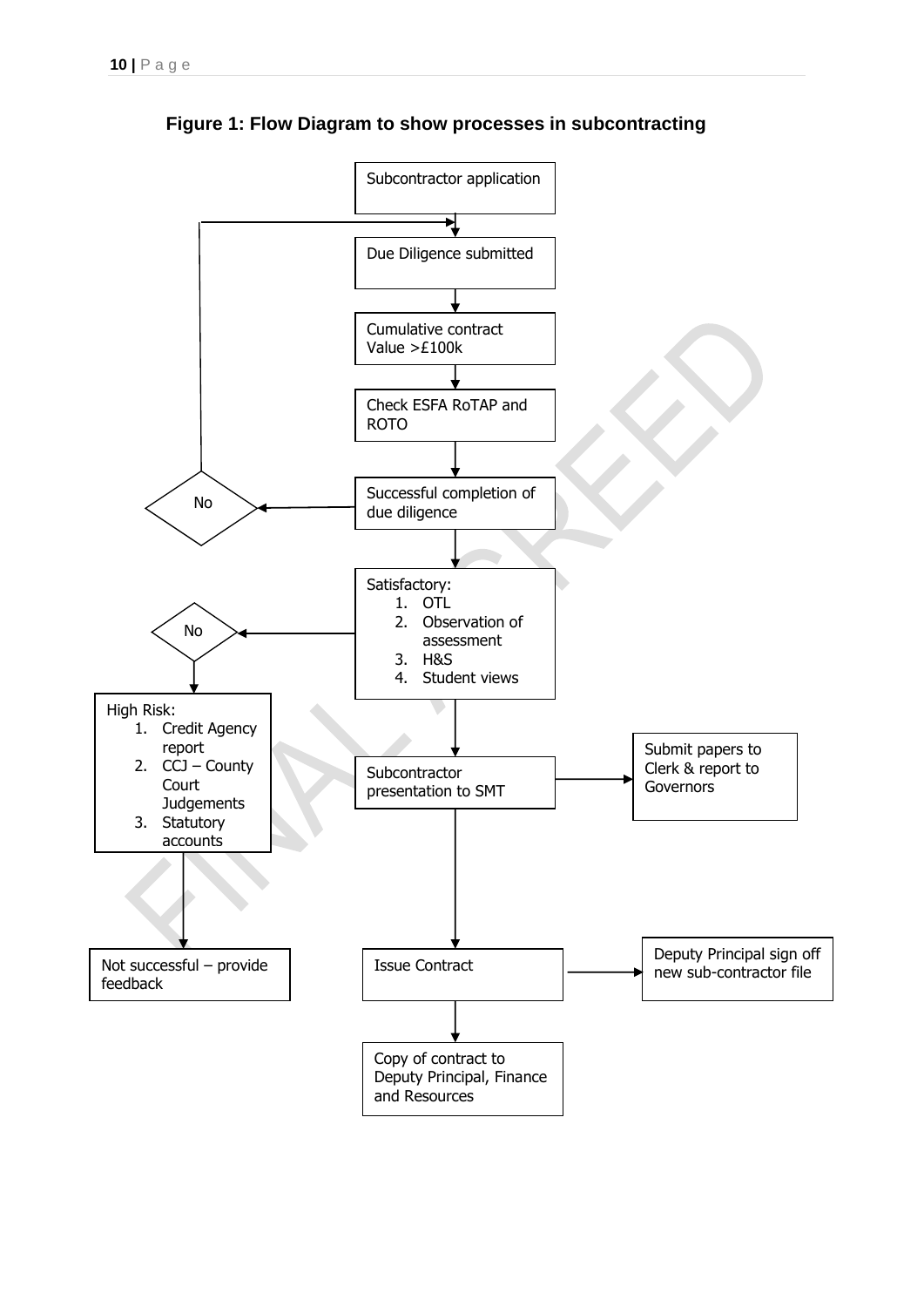**Figure 1: Flow Diagram to show processes in subcontracting**

Subcontractor application

Due Diligence submitted

Cumulative contract Value >£100k

Check ESFA RoTAP and ROTO

Successful completion of due diligence

No

Satisfactory:

1. OTL
2. Observation of assessment
3. H&S
4. Student views

No

High Risk:

1. Credit Agency report
2. CCJ – County Court Judgements
3. Statutory accounts

Subcontractor presentation to SMT

Submit papers to Clerk & report to Governors

Not successful – provide feedback

Issue Contract

Deputy Principal sign off new sub-contractor file

Copy of contract to Deputy Principal, Finance and Resources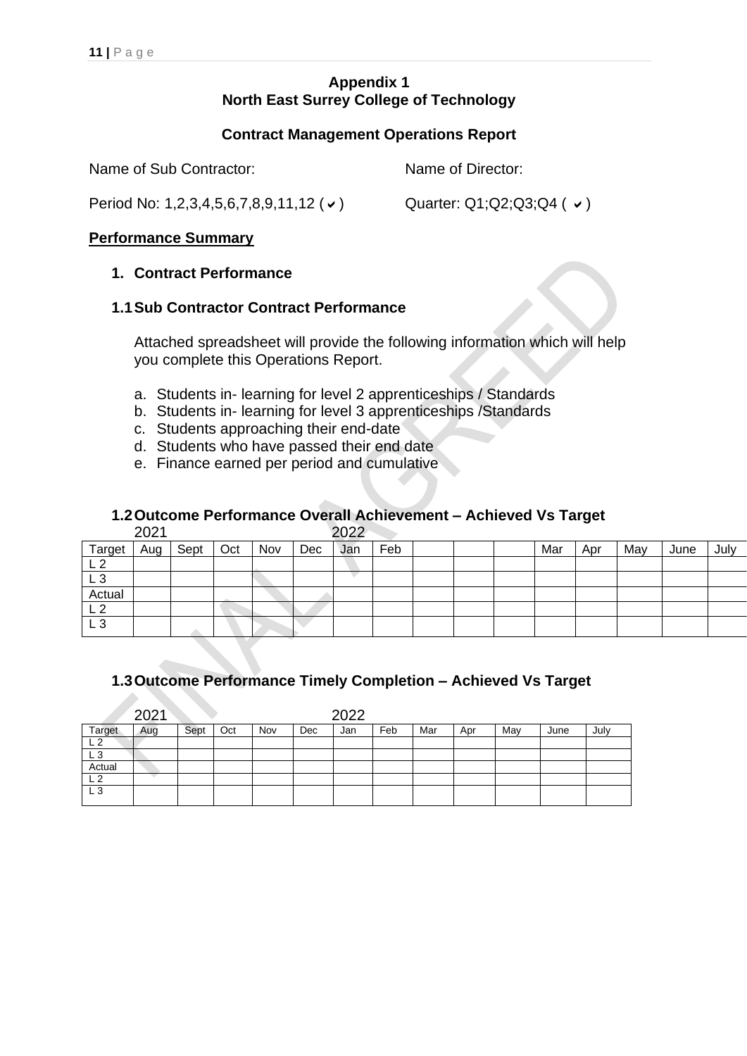# Appendix 1
# North East Surrey College of Technology

## Contract Management Operations Report

Name of Sub Contractor: Name of Director:

Period No: 1,2,3,4,5,6,7,8,9,11,12 ( ✔ ) Quarter: Q1;Q2;Q3;Q4 ( ✔ )

**Performance Summary**

### 1. Contract Performance

### 1.1 Sub Contractor Contract Performance

Attached spreadsheet will provide the following information which will help you complete this Operations Report.

a. Students in- learning for level 2 apprenticeships / Standards
b. Students in- learning for level 3 apprenticeships /Standards
c. Students approaching their end-date
d. Students who have passed their end date
e. Finance earned per period and cumulative

### 1.2 Outcome Performance Overall Achievement – Achieved Vs Target

| | 2021 | | | | | 2022 | | | | | | | | | |
|---|---|---|---|---|---|---|---|---|---|---|---|---|---|---|---|
| Target | Aug | Sept | Oct | Nov | Dec | Jan | Feb | | | | Mar | Apr | May | June | July |
| L 2 | | | | | | | | | | | | | | | |
| L 3 | | | | | | | | | | | | | | | |
| Actual | | | | | | | | | | | | | | | |
| L 2 | | | | | | | | | | | | | | | |
| L 3 | | | | | | | | | | | | | | | |

### 1.3 Outcome Performance Timely Completion – Achieved Vs Target

| | 2021 | | | | | 2022 | | | | | | |
|---|---|---|---|---|---|---|---|---|---|---|---|---|
| Target | Aug | Sept | Oct | Nov | Dec | Jan | Feb | Mar | Apr | May | June | July |
| L 2 | | | | | | | | | | | | |
| L 3 | | | | | | | | | | | | |
| Actual | | | | | | | | | | | | |
| L 2 | | | | | | | | | | | | |
| L 3 | | | | | | | | | | | | |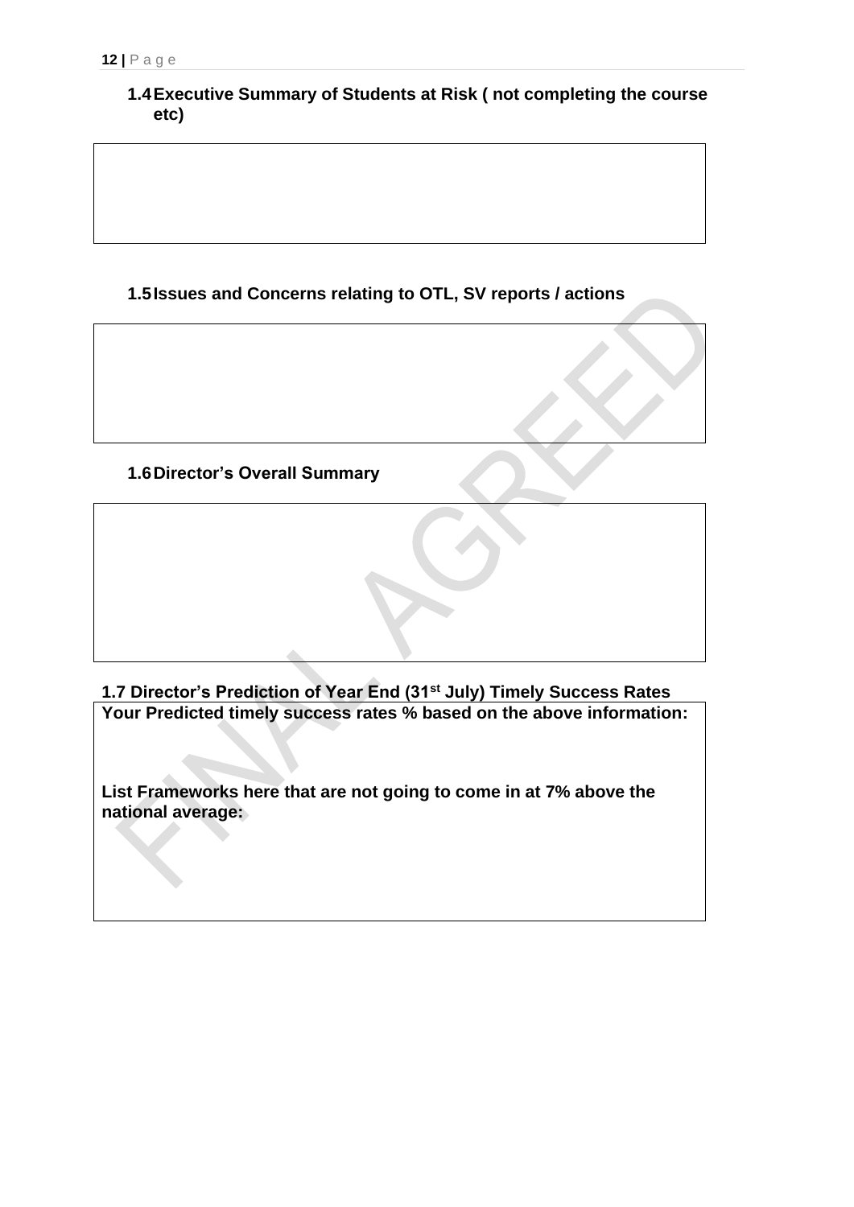### 1.4 Executive Summary of Students at Risk ( not completing the course etc)

### 1.5 Issues and Concerns relating to OTL, SV reports / actions

### 1.6 Director's Overall Summary

### 1.7 Director's Prediction of Year End (31st July) Timely Success Rates

**Your Predicted timely success rates % based on the above information:**

**List Frameworks here that are not going to come in at 7% above the national average:**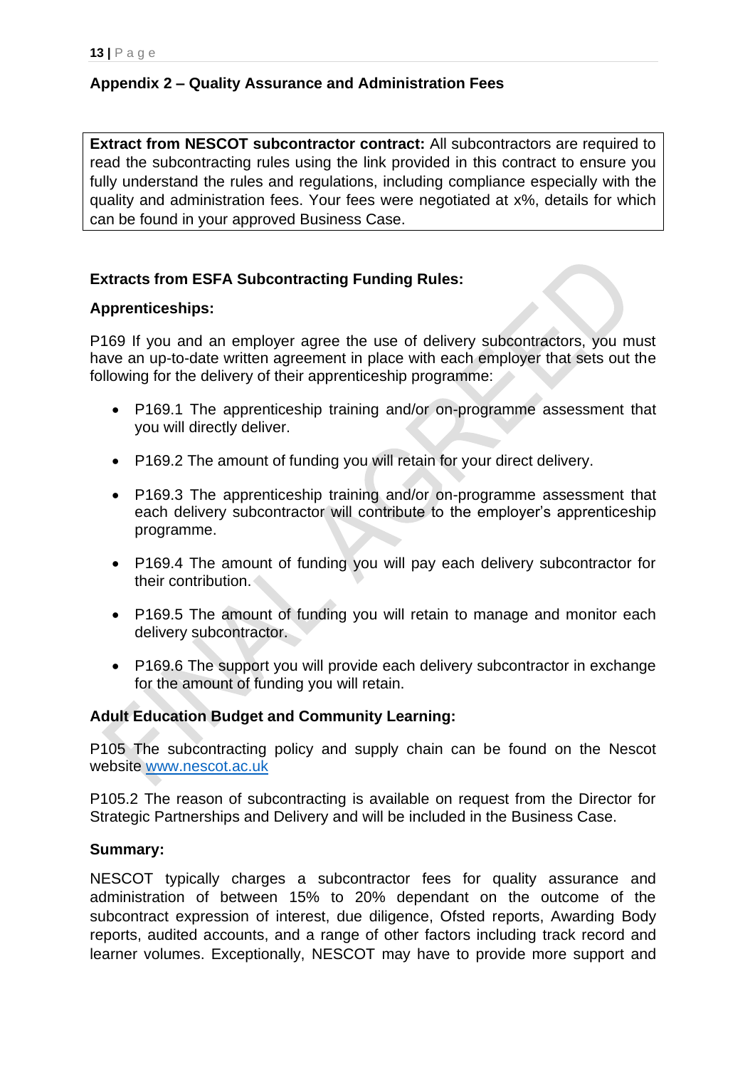## Appendix 2 – Quality Assurance and Administration Fees

**Extract from NESCOT subcontractor contract:** All subcontractors are required to read the subcontracting rules using the link provided in this contract to ensure you fully understand the rules and regulations, including compliance especially with the quality and administration fees. Your fees were negotiated at x%, details for which can be found in your approved Business Case.

**Extracts from ESFA Subcontracting Funding Rules:**

**Apprenticeships:**

P169 If you and an employer agree the use of delivery subcontractors, you must have an up-to-date written agreement in place with each employer that sets out the following for the delivery of their apprenticeship programme:

- P169.1 The apprenticeship training and/or on-programme assessment that you will directly deliver.
- P169.2 The amount of funding you will retain for your direct delivery.
- P169.3 The apprenticeship training and/or on-programme assessment that each delivery subcontractor will contribute to the employer's apprenticeship programme.
- P169.4 The amount of funding you will pay each delivery subcontractor for their contribution.
- P169.5 The amount of funding you will retain to manage and monitor each delivery subcontractor.
- P169.6 The support you will provide each delivery subcontractor in exchange for the amount of funding you will retain.

**Adult Education Budget and Community Learning:**

P105 The subcontracting policy and supply chain can be found on the Nescot website www.nescot.ac.uk

P105.2 The reason of subcontracting is available on request from the Director for Strategic Partnerships and Delivery and will be included in the Business Case.

**Summary:**

NESCOT typically charges a subcontractor fees for quality assurance and administration of between 15% to 20% dependant on the outcome of the subcontract expression of interest, due diligence, Ofsted reports, Awarding Body reports, audited accounts, and a range of other factors including track record and learner volumes. Exceptionally, NESCOT may have to provide more support and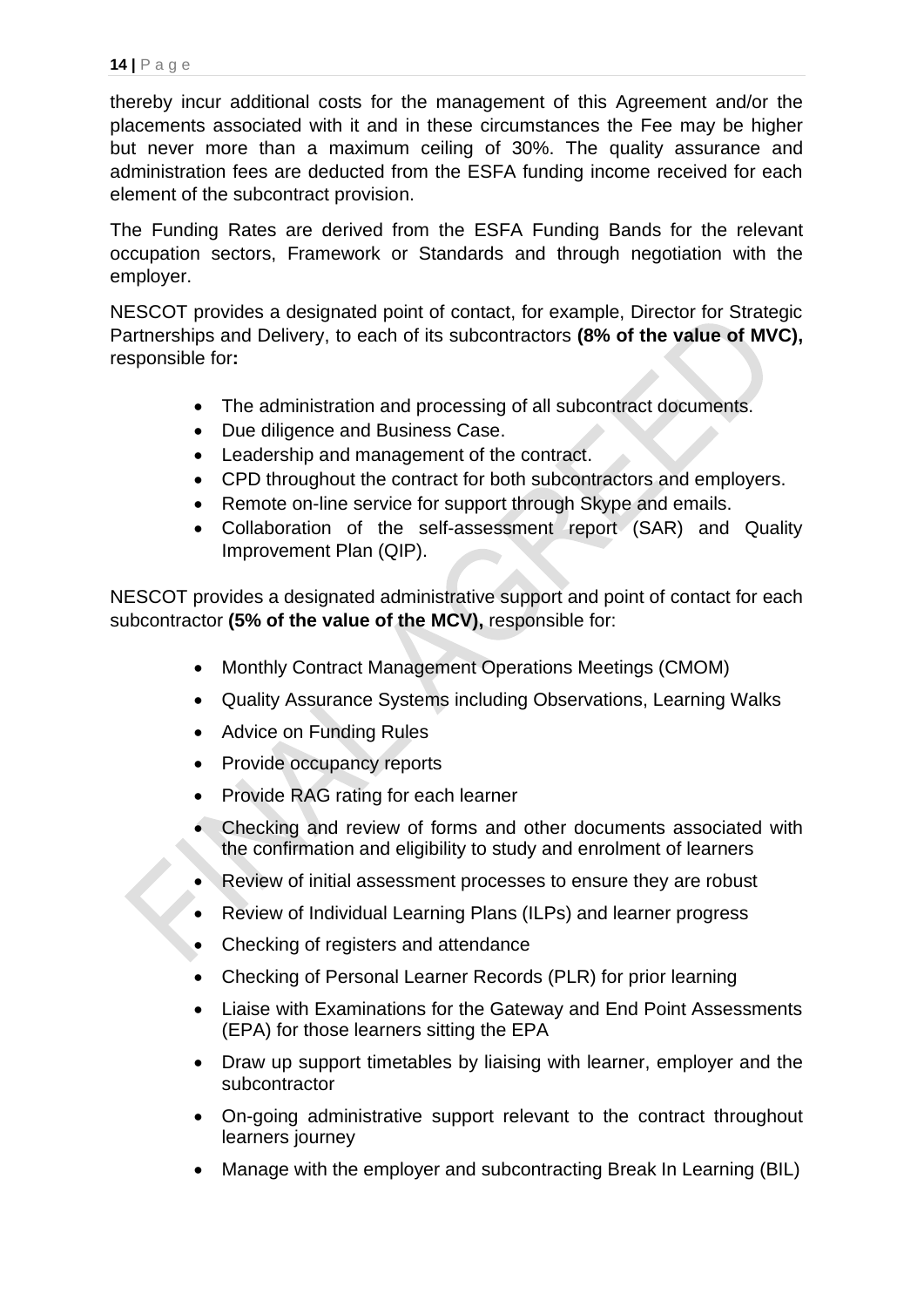thereby incur additional costs for the management of this Agreement and/or the placements associated with it and in these circumstances the Fee may be higher but never more than a maximum ceiling of 30%. The quality assurance and administration fees are deducted from the ESFA funding income received for each element of the subcontract provision.

The Funding Rates are derived from the ESFA Funding Bands for the relevant occupation sectors, Framework or Standards and through negotiation with the employer.

NESCOT provides a designated point of contact, for example, Director for Strategic Partnerships and Delivery, to each of its subcontractors **(8% of the value of MVC),** responsible for**:**

- The administration and processing of all subcontract documents.
- Due diligence and Business Case.
- Leadership and management of the contract.
- CPD throughout the contract for both subcontractors and employers.
- Remote on-line service for support through Skype and emails.
- Collaboration of the self-assessment report (SAR) and Quality Improvement Plan (QIP).

NESCOT provides a designated administrative support and point of contact for each subcontractor **(5% of the value of the MCV),** responsible for:

- Monthly Contract Management Operations Meetings (CMOM)
- Quality Assurance Systems including Observations, Learning Walks
- Advice on Funding Rules
- Provide occupancy reports
- Provide RAG rating for each learner
- Checking and review of forms and other documents associated with the confirmation and eligibility to study and enrolment of learners
- Review of initial assessment processes to ensure they are robust
- Review of Individual Learning Plans (ILPs) and learner progress
- Checking of registers and attendance
- Checking of Personal Learner Records (PLR) for prior learning
- Liaise with Examinations for the Gateway and End Point Assessments (EPA) for those learners sitting the EPA
- Draw up support timetables by liaising with learner, employer and the subcontractor
- On-going administrative support relevant to the contract throughout learners journey
- Manage with the employer and subcontracting Break In Learning (BIL)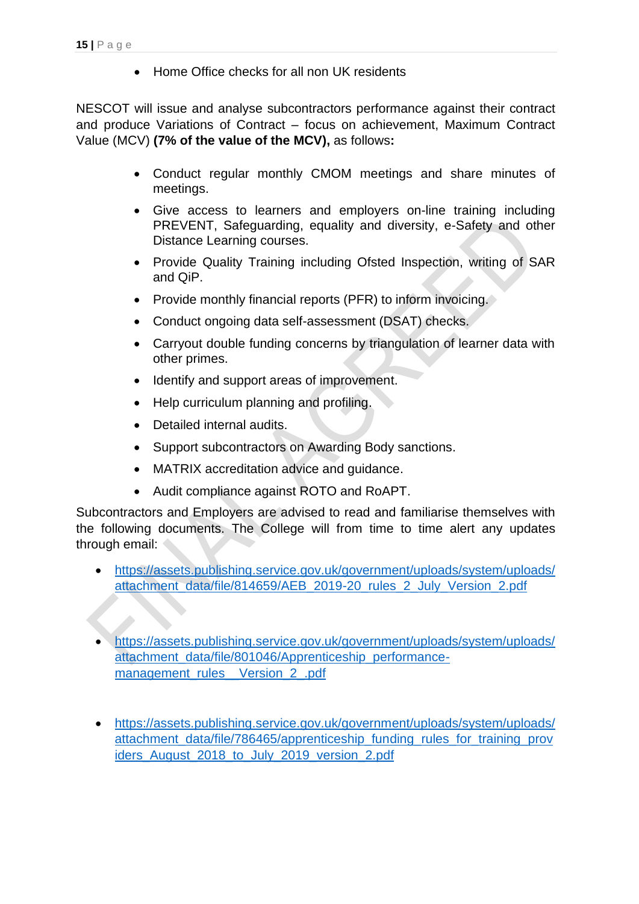- Home Office checks for all non UK residents

NESCOT will issue and analyse subcontractors performance against their contract and produce Variations of Contract – focus on achievement, Maximum Contract Value (MCV) **(7% of the value of the MCV),** as follows**:**

- Conduct regular monthly CMOM meetings and share minutes of meetings.
- Give access to learners and employers on-line training including PREVENT, Safeguarding, equality and diversity, e-Safety and other Distance Learning courses.
- Provide Quality Training including Ofsted Inspection, writing of SAR and QiP.
- Provide monthly financial reports (PFR) to inform invoicing.
- Conduct ongoing data self-assessment (DSAT) checks.
- Carryout double funding concerns by triangulation of learner data with other primes.
- Identify and support areas of improvement.
- Help curriculum planning and profiling.
- Detailed internal audits.
- Support subcontractors on Awarding Body sanctions.
- MATRIX accreditation advice and guidance.
- Audit compliance against ROTO and RoAPT.

Subcontractors and Employers are advised to read and familiarise themselves with the following documents. The College will from time to time alert any updates through email:

- https://assets.publishing.service.gov.uk/government/uploads/system/uploads/attachment_data/file/814659/AEB_2019-20_rules_2_July_Version_2.pdf

- https://assets.publishing.service.gov.uk/government/uploads/system/uploads/attachment_data/file/801046/Apprenticeship_performance-management_rules__Version_2_.pdf

- https://assets.publishing.service.gov.uk/government/uploads/system/uploads/attachment_data/file/786465/apprenticeship_funding_rules_for_training_providers_August_2018_to_July_2019_version_2.pdf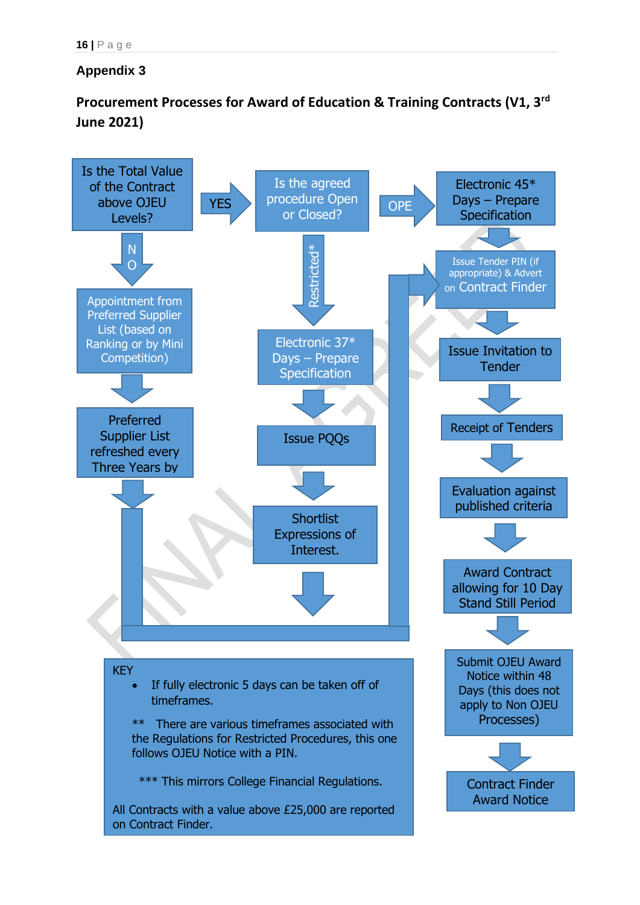## Appendix 3

**Procurement Processes for Award of Education & Training Contracts (V1, 3rd June 2021)**

Is the Total Value of the Contract above OJEU Levels?

YES → Is the agreed procedure Open or Closed?

OPE → Electronic 45* Days – Prepare Specification → Issue Tender PIN (if appropriate) & Advert on Contract Finder → Issue Invitation to Tender → Receipt of Tenders → Evaluation against published criteria → Award Contract allowing for 10 Day Stand Still Period → Submit OJEU Award Notice within 48 Days (this does not apply to Non OJEU Processes) → Contract Finder Award Notice

Restricted* → Electronic 37* Days – Prepare Specification → Issue PQQs → Shortlist Expressions of Interest. → Issue Tender PIN (if appropriate) & Advert on Contract Finder

NO → Appointment from Preferred Supplier List (based on Ranking or by Mini Competition) → Preferred Supplier List refreshed every Three Years by → Issue Tender PIN (if appropriate) & Advert on Contract Finder

KEY

- If fully electronic 5 days can be taken off of timeframes.

** There are various timeframes associated with the Regulations for Restricted Procedures, this one follows OJEU Notice with a PIN.

*** This mirrors College Financial Regulations.

All Contracts with a value above £25,000 are reported on Contract Finder.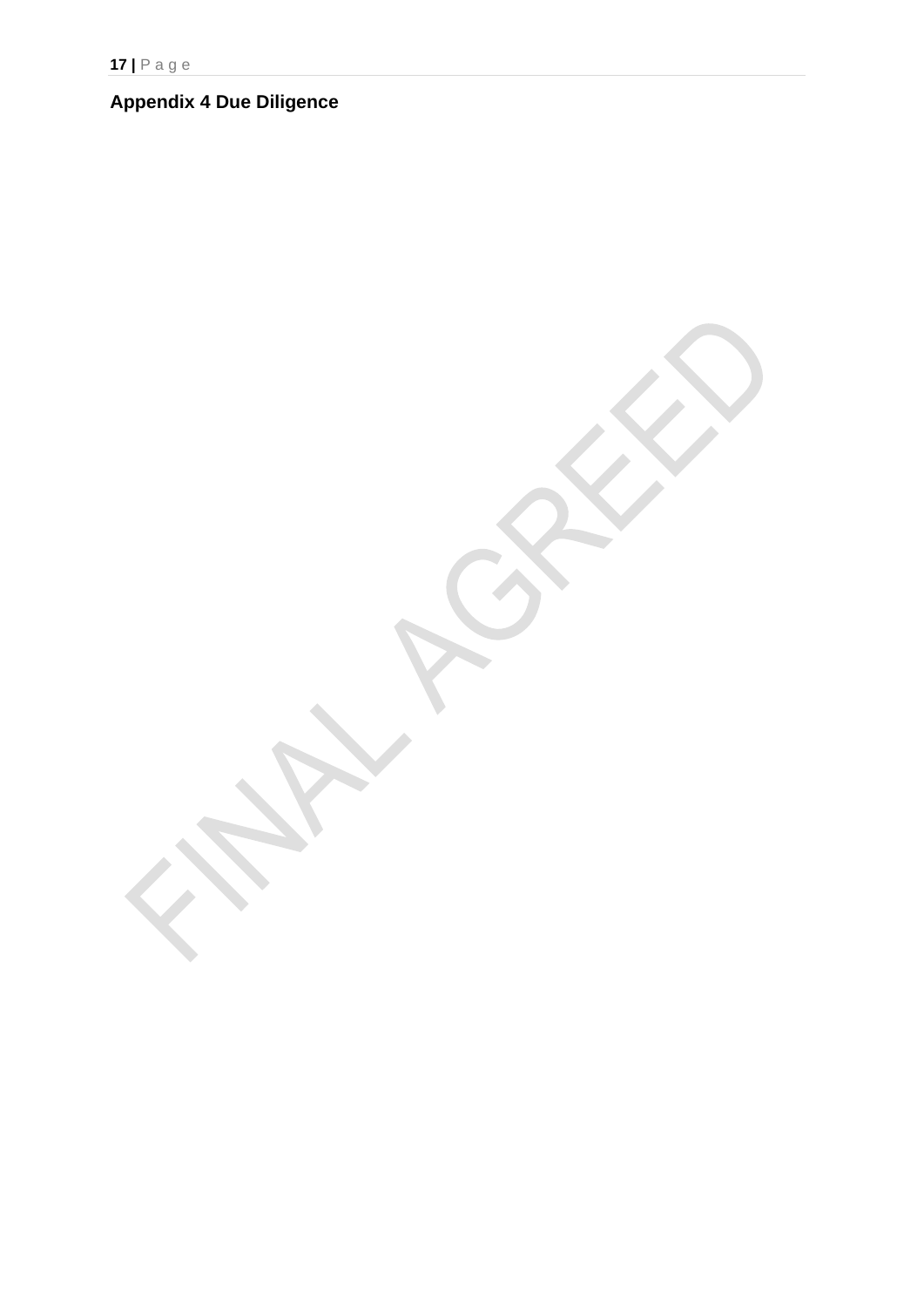## Appendix 4 Due Diligence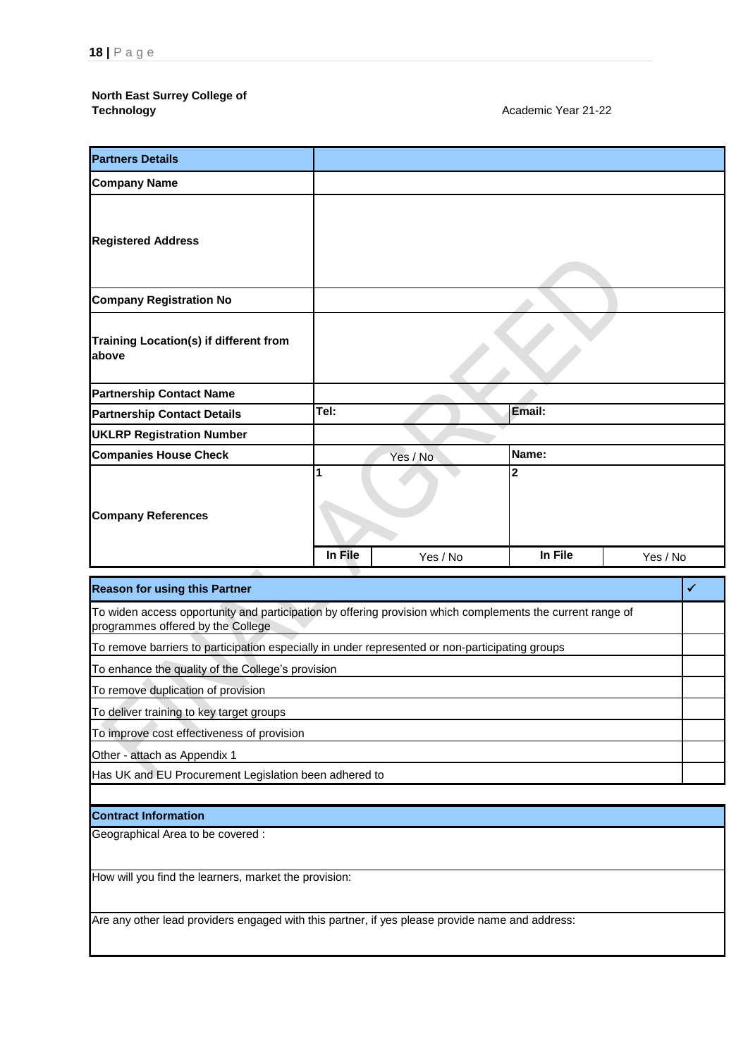**North East Surrey College of Technology**

Academic Year 21-22

| Partners Details | | | | |
|---|---|---|---|---|
| Company Name | | | | |
| Registered Address | | | | |
| Company Registration No | | | | |
| Training Location(s) if different from above | | | | |
| Partnership Contact Name | | | | |
| Partnership Contact Details | Tel: | | Email: | |
| UKLRP Registration Number | | | | |
| Companies House Check | Yes / No | | Name: | |
| Company References | 1 | | 2 | |
| | In File | Yes / No | In File | Yes / No |

| Reason for using this Partner | ✓ |
|---|---|
| To widen access opportunity and participation by offering provision which complements the current range of programmes offered by the College | |
| To remove barriers to participation especially in under represented or non-participating groups | |
| To enhance the quality of the College's provision | |
| To remove duplication of provision | |
| To deliver training to key target groups | |
| To improve cost effectiveness of provision | |
| Other - attach as Appendix 1 | |
| Has UK and EU Procurement Legislation been adhered to | |

| Contract Information |
|---|
| Geographical Area to be covered : |
| How will you find the learners, market the provision: |
| Are any other lead providers engaged with this partner, if yes please provide name and address: |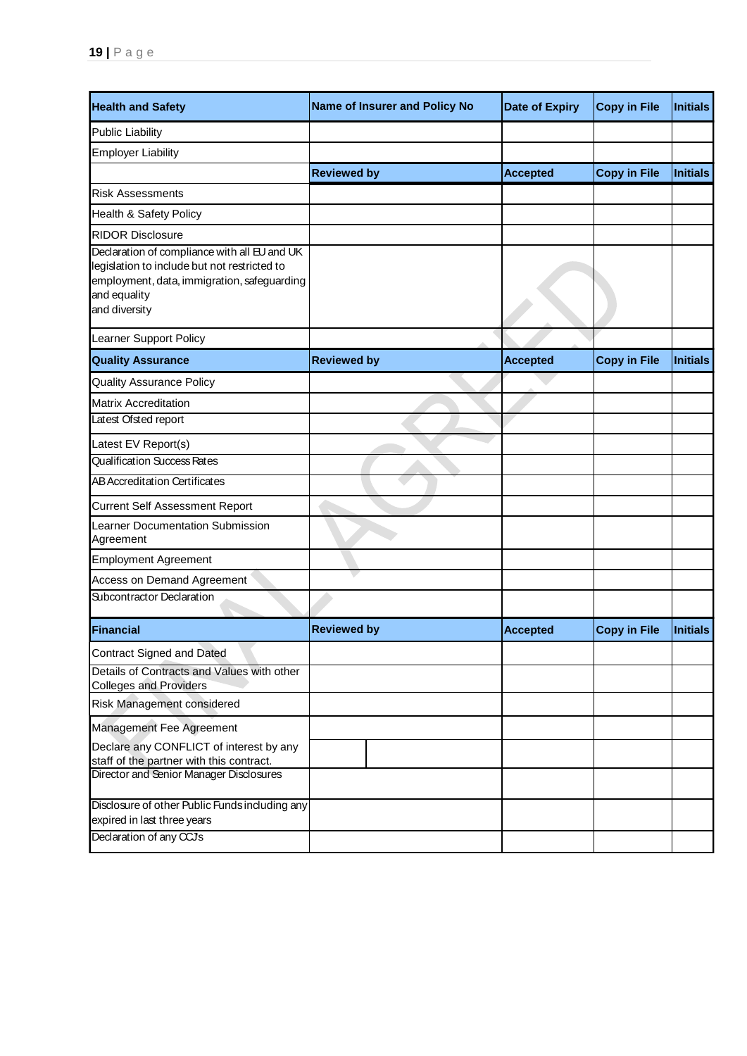| Health and Safety | Name of Insurer and Policy No | Date of Expiry | Copy in File | Initials |
|---|---|---|---|---|
| Public Liability | | | | |
| Employer Liability | | | | |
| | **Reviewed by** | **Accepted** | **Copy in File** | **Initials** |
| Risk Assessments | | | | |
| Health & Safety Policy | | | | |
| RIDOR Disclosure | | | | |
| Declaration of compliance with all EU and UK legislation to include but not restricted to employment, data, immigration, safeguarding and equality and diversity | | | | |
| Learner Support Policy | | | | |
| **Quality Assurance** | **Reviewed by** | **Accepted** | **Copy in File** | **Initials** |
| Quality Assurance Policy | | | | |
| Matrix Accreditation | | | | |
| Latest Ofsted report | | | | |
| Latest EV Report(s) | | | | |
| Qualification Success Rates | | | | |
| AB Accreditation Certificates | | | | |
| Current Self Assessment Report | | | | |
| Learner Documentation Submission Agreement | | | | |
| Employment Agreement | | | | |
| Access on Demand Agreement | | | | |
| Subcontractor Declaration | | | | |
| **Financial** | **Reviewed by** | **Accepted** | **Copy in File** | **Initials** |
| Contract Signed and Dated | | | | |
| Details of Contracts and Values with other Colleges and Providers | | | | |
| Risk Management considered | | | | |
| Management Fee Agreement | | | | |
| Declare any CONFLICT of interest by any staff of the partner with this contract. | | | | |
| Director and Senior Manager Disclosures | | | | |
| Disclosure of other Public Funds including any expired in last three years | | | | |
| Declaration of any CCJs | | | | |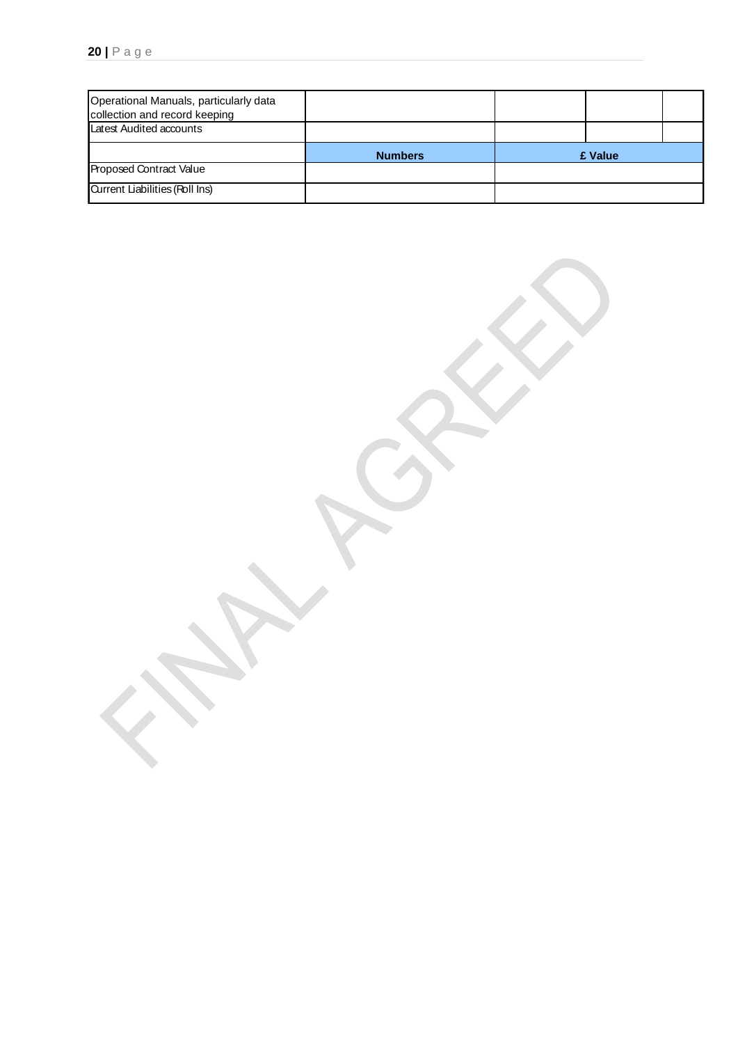| Operational Manuals, particularly data collection and record keeping | | | | |
|---|---|---|---|---|
| Latest Audited accounts | | | | |
| | **Numbers** | **£ Value** | | |
| Proposed Contract Value | | | | |
| Current Liabilities (Roll Ins) | | | | |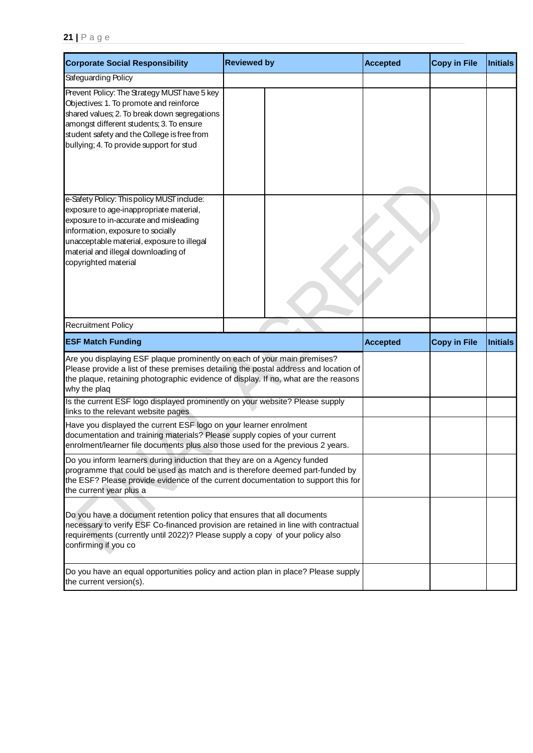| Corporate Social Responsibility | Reviewed by | | Accepted | Copy in File | Initials |
| --- | --- | --- | --- | --- | --- |
| Safeguarding Policy | | | | | |
| Prevent Policy: The Strategy MUST have 5 key Objectives: 1. To promote and reinforce shared values; 2. To break down segregations amongst different students; 3. To ensure student safety and the College is free from bullying; 4. To provide support for stud | | | | | |
| e-Safety Policy: This policy MUST include: exposure to age-inappropriate material, exposure to in-accurate and misleading information, exposure to socially unacceptable material, exposure to illegal material and illegal downloading of copyrighted material | | | | | |
| Recruitment Policy | | | | | |

| ESF Match Funding | Accepted | Copy in File | Initials |
| --- | --- | --- | --- |
| Are you displaying ESF plaque prominently on each of your main premises? Please provide a list of these premises detailing the postal address and location of the plaque, retaining photographic evidence of display. If no, what are the reasons why the plaq | | | |
| Is the current ESF logo displayed prominently on your website? Please supply links to the relevant website pages | | | |
| Have you displayed the current ESF logo on your learner enrolment documentation and training materials? Please supply copies of your current enrolment/learner file documents plus also those used for the previous 2 years. | | | |
| Do you inform learners during induction that they are on a Agency funded programme that could be used as match and is therefore deemed part-funded by the ESF? Please provide evidence of the current documentation to support this for the current year plus a | | | |
| Do you have a document retention policy that ensures that all documents necessary to verify ESF Co-financed provision are retained in line with contractual requirements (currently until 2022)? Please supply a copy of your policy also confirming if you co | | | |
| Do you have an equal opportunities policy and action plan in place? Please supply the current version(s). | | | |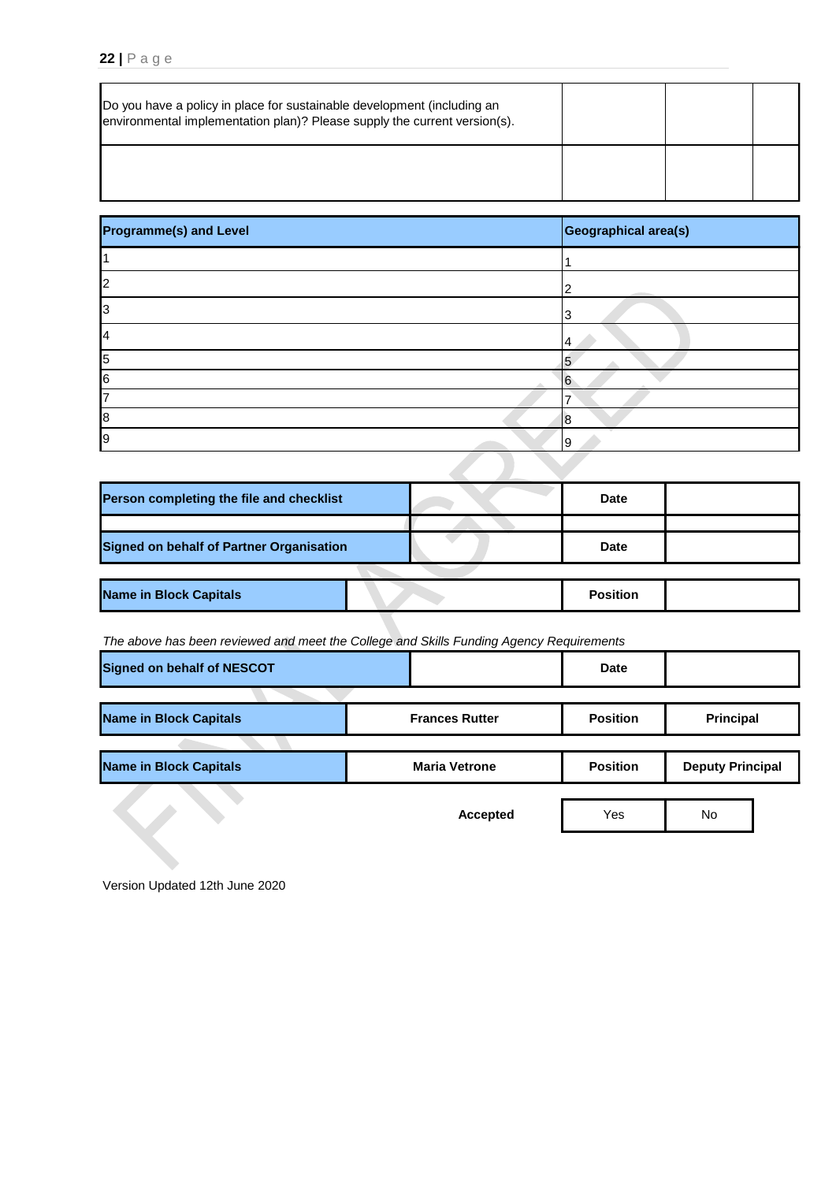| Do you have a policy in place for sustainable development (including an environmental implementation plan)? Please supply the current version(s). | | | |
|---|---|---|---|
| | | | |

| Programme(s) and Level | Geographical area(s) |
|---|---|
| 1 | 1 |
| 2 | 2 |
| 3 | 3 |
| 4 | 4 |
| 5 | 5 |
| 6 | 6 |
| 7 | 7 |
| 8 | 8 |
| 9 | 9 |

| Person completing the file and checklist | | Date | |
|---|---|---|---|
| | | | |
| Signed on behalf of Partner Organisation | | Date | |

| Name in Block Capitals | | Position | |
|---|---|---|---|

*The above has been reviewed and meet the College and Skills Funding Agency Requirements*

| Signed on behalf of NESCOT | | Date | |
|---|---|---|---|

| Name in Block Capitals | Frances Rutter | Position | Principal |
|---|---|---|---|

| Name in Block Capitals | Maria Vetrone | Position | Deputy Principal |
|---|---|---|---|

| Accepted | Yes | No |
|---|---|---|

Version Updated 12th June 2020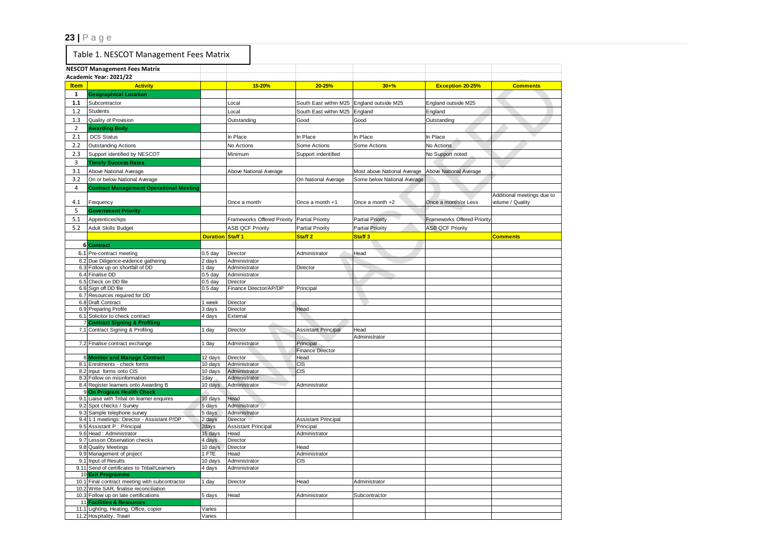Table 1. NESCOT Management Fees Matrix

| **NESCOT Management Fees Matrix** | | | | | | | |
|---|---|---|---|---|---|---|---|
| **Academic Year: 2021/22** | | | | | | | |
| **Item** | **Activity** | | **15-20%** | **20-25%** | **30+%** | **Exception 20-25%** | **Comments** |
| 1 | **Geographical Location** | | | | | | |
| 1.1 | Subcontractor | | Local | South East within M25 | England outside M25 | England outside M25 | |
| 1.2 | Students | | Local | South East within M25 | England | England | |
| 1.3 | Quality of Provision | | Outstanding | Good | Good | Outstanding | |
| 2 | **Awarding Body** | | | | | | |
| 2.1 | DCS Status | | In Place | In Place | In Place | In Place | |
| 2.2 | Outstanding Actions | | No Actions | Some Actions | Some Actions | No Actions | |
| 2.3 | Support identified by NESCOT | | Minimum | Support indentified | | No Support noted | |
| 3 | **Timely Success Rates** | | | | | | |
| 3.1 | Above National Average | | Above National Average | | Most above National Average | Above National Average | |
| 3.2 | On or below National Average | | | On National Average | Some below National Average | | |
| 4 | **Contract Management Operational Meeting** | | | | | | |
| 4.1 | Frequency | | Once a month | Once a month +1 | Once a month +2 | Once a month/or Less | Additional meetings due to volume / Quality |
| 5 | **Government Priority** | | | | | | |
| 5.1 | Apprenticeships | | Frameworks Offered Priority | Partial Priority | Partial Priority | Frameworks Offered Priority | |
| 5.2 | Adult Skills Budget | | ASB QCF Priority | Partial Priority | Partial Priority | ASB QCF Priority | |
| | | **Duration** | **Staff 1** | **Staff 2** | **Staff 3** | | **Comments** |
| 6 | **Contract** | | | | | | |
| 6.1 | Pre-contract meeting | 0.5 day | Director | Administrator | Head | | |
| 6.2 | Due Diligence-evidence gathering | 2 days | Administrator | | | | |
| 6.3 | Follow up on shortfall of DD | 1 day | Administrator | Director | | | |
| 6.4 | Finalise DD | 0.5 day | Administrator | | | | |
| 6.5 | Check on DD file | 0.5 day | Director | | | | |
| 6.6 | Sign off DD file | 0.5 day | Finance Director/AP/DP | Principal | | | |
| 6.7 | Resources required for DD | | | | | | |
| 6.8 | Draft Contract | 1 week | Director | | | | |
| 6.9 | Preparing Profile | 3 days | Director | Head | | | |
| 6.1 | Solicitor to check contract | 4 days | External | | | | |
| 7 | **Contract Signing & Profiling** | | | | | | |
| 7.1 | Contract Signing & Profiling | 1 day | Director | Assistant Principal | Head | | |
| | | | | | Administrator | | |
| 7.2 | Finalise contract exchange | 1 day | Administrator | Principal | | | |
| | | | | Finance Director | | | |
| 8 | **Monitor and Manage Contract** | 12 days | Director | Head | | | |
| 8.1 | Enrolments - check forms | 10 days | Administrator | CIS | | | |
| 8.2 | Input forms onto CIS | 10 days | Administrator | CIS | | | |
| 8.3 | Follow on misinformation | 1day | Administrator | | | | |
| 8.4 | Register learners onto Awarding B | 10 days | Administrator | Administrator | | | |
| 9 | **On Program Health Check** | | | | | | |
| 9.1 | Liaise with Tribal on learner enquires | 10 days | Head | | | | |
| 9.2 | Spot checks / Survey | 5 days | Administrator | | | | |
| 9.3 | Sample telephone survey | 5 days | Administrator | | | | |
| 9.4 | 1:1 meetings: Director - Assistant P/DP | 2 days | Director | Assistant Principal | | | |
| 9.5 | Assistant P : Principal | 2days | Assistant Principal | Principal | | | |
| 9.6 | Head : Administrator | 15 days | Head | Administrator | | | |
| 9.7 | Lesson Observation checks | 4 days | Director | | | | |
| 9.8 | Quality Meetings | 10 days | Director | Head | | | |
| 9.9 | Management of project | 1 FTE | Head | Administrator | | | |
| 9.1 | Input of Results | 10 days | Administrator | CIS | | | |
| 9.11 | Send of certificates to Tribal/Learners | 4 days | Administrator | | | | |
| 10 | **Exit Programme** | | | | | | |
| 10.1 | Final contract meeting with subcontractor | 1 day | Director | Head | Administrator | | |
| 10.2 | Write SAR, finalise reconciliation | | | | | | |
| 10.3 | Follow up on late certifications | 5 days | Head | Administrator | Subcontractor | | |
| 11 | **Facilities & Resources** | | | | | | |
| 11.1 | Lighting, Heating, Office, copier | Varies | | | | | |
| 11.2 | Hospitality, Travel | Varies | | | | | |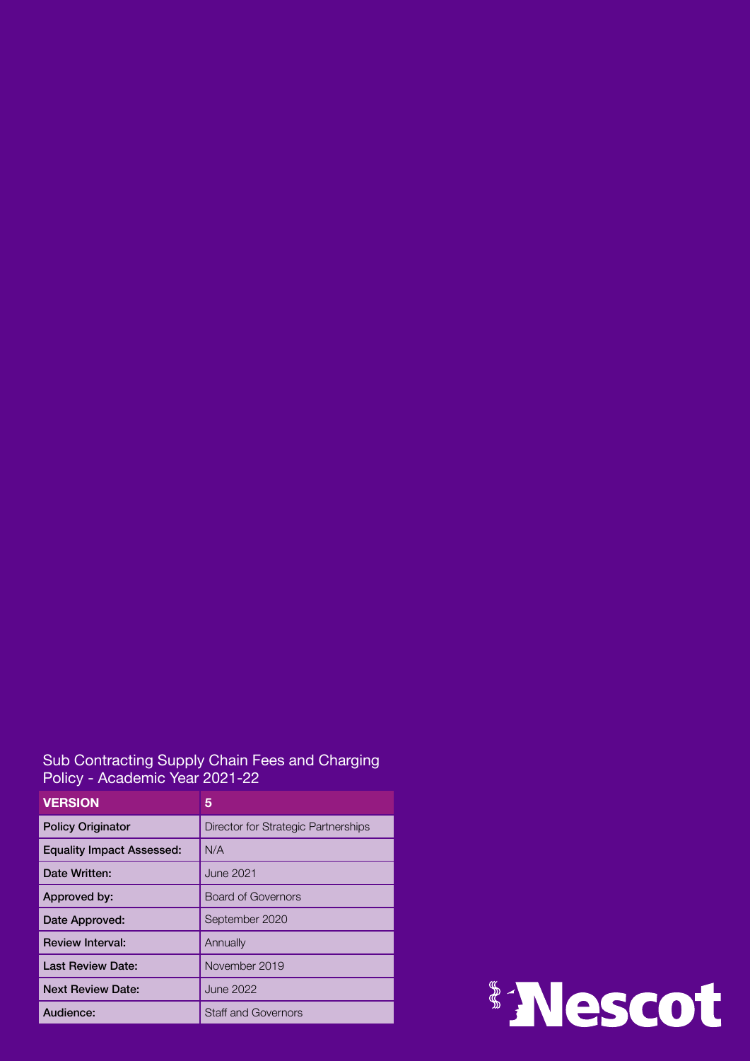Sub Contracting Supply Chain Fees and Charging Policy - Academic Year 2021-22

| VERSION | 5 |
|---|---|
| Policy Originator | Director for Strategic Partnerships |
| Equality Impact Assessed: | N/A |
| Date Written: | June 2021 |
| Approved by: | Board of Governors |
| Date Approved: | September 2020 |
| Review Interval: | Annually |
| Last Review Date: | November 2019 |
| Next Review Date: | June 2022 |
| Audience: | Staff and Governors |

Nescot